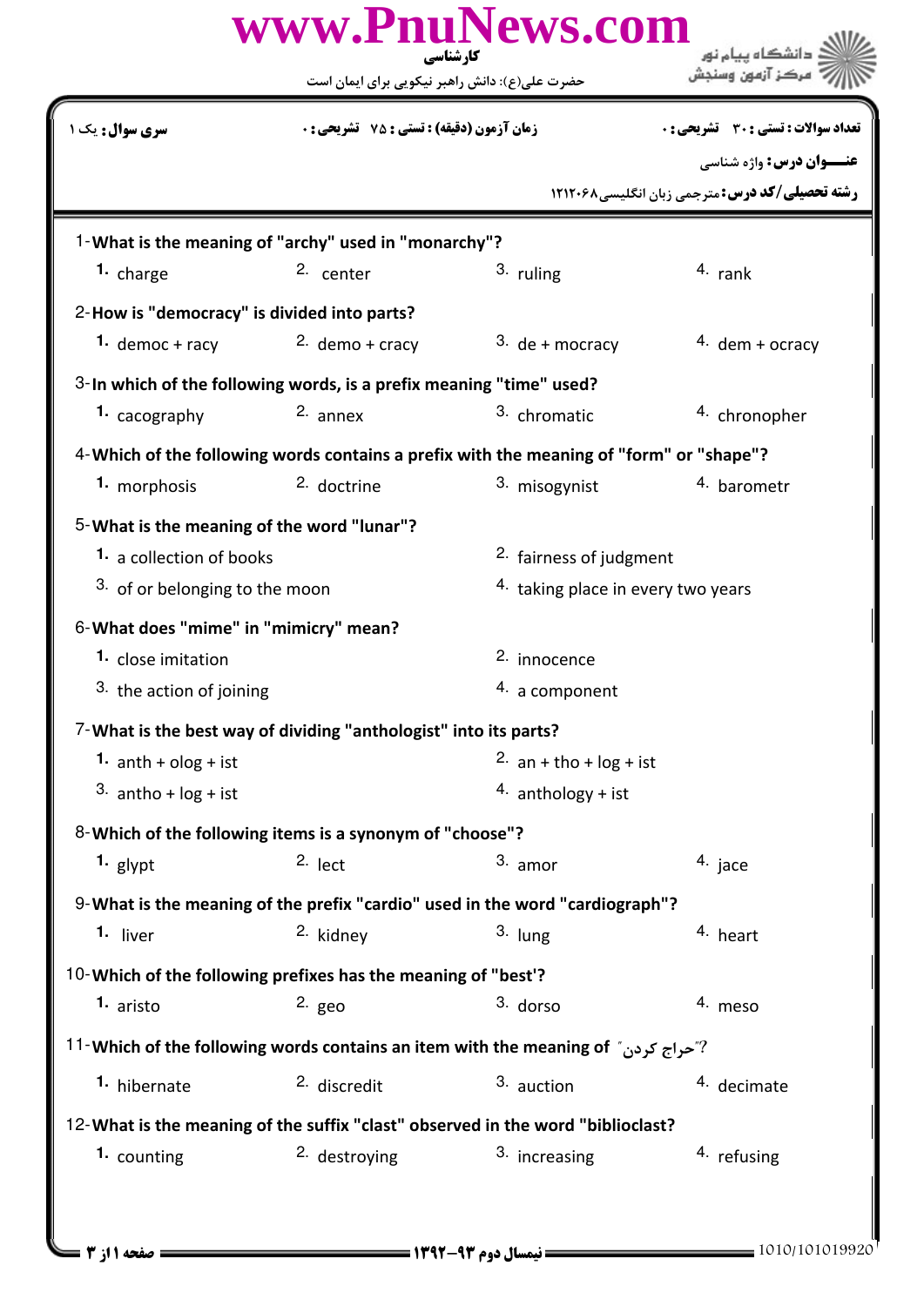www.PnuNews.com

کارشناسی

حضرت علی(ع): دانش راهبر نیکویی برای ایمان است

دانشگاه پیام نور
مرکز آزمون وسنجش

**سری سوال:** یک ۱

**زمان آزمون (دقیقه) : تستی :** ۷۵ **تشریحی :** ۰

**تعداد سوالات : تستی :** ۳۰ **تشریحی :** ۰

**عنـــوان درس:** واژه شناسی

**رشته تحصیلی/کد درس:** مترجمی زبان انگلیسی ۱۲۱۲۰۶۸

1-**What is the meaning of "archy" used in "monarchy"?**

1. charge
2. center
3. ruling
4. rank

2-**How is "democracy" is divided into parts?**

1. democ + racy
2. demo + cracy
3. de + mocracy
4. dem + ocracy

3-**In which of the following words, is a prefix meaning "time" used?**

1. cacography
2. annex
3. chromatic
4. chronopher

4-**Which of the following words contains a prefix with the meaning of "form" or "shape"?**

1. morphosis
2. doctrine
3. misogynist
4. barometr

5-**What is the meaning of the word "lunar"?**

1. a collection of books
2. fairness of judgment
3. of or belonging to the moon
4. taking place in every two years

6-**What does "mime" in "mimicry" mean?**

1. close imitation
2. innocence
3. the action of joining
4. a component

7-**What is the best way of dividing "anthologist" into its parts?**

1. anth + olog + ist
2. an + tho + log + ist
3. antho + log + ist
4. anthology + ist

8-**Which of the following items is a synonym of "choose"?**

1. glypt
2. lect
3. amor
4. jace

9-**What is the meaning of the prefix "cardio" used in the word "cardiograph"?**

1. liver
2. kidney
3. lung
4. heart

10-**Which of the following prefixes has the meaning of "best'?**

1. aristo
2. geo
3. dorso
4. meso

11-**Which of the following words contains an item with the meaning of "حراج کردن"?**

1. hibernate
2. discredit
3. auction
4. decimate

12-**What is the meaning of the suffix "clast" observed in the word "biblioclast?**

1. counting
2. destroying
3. increasing
4. refusing

نیمسال دوم ۹۳-۱۳۹۲

1010/101019920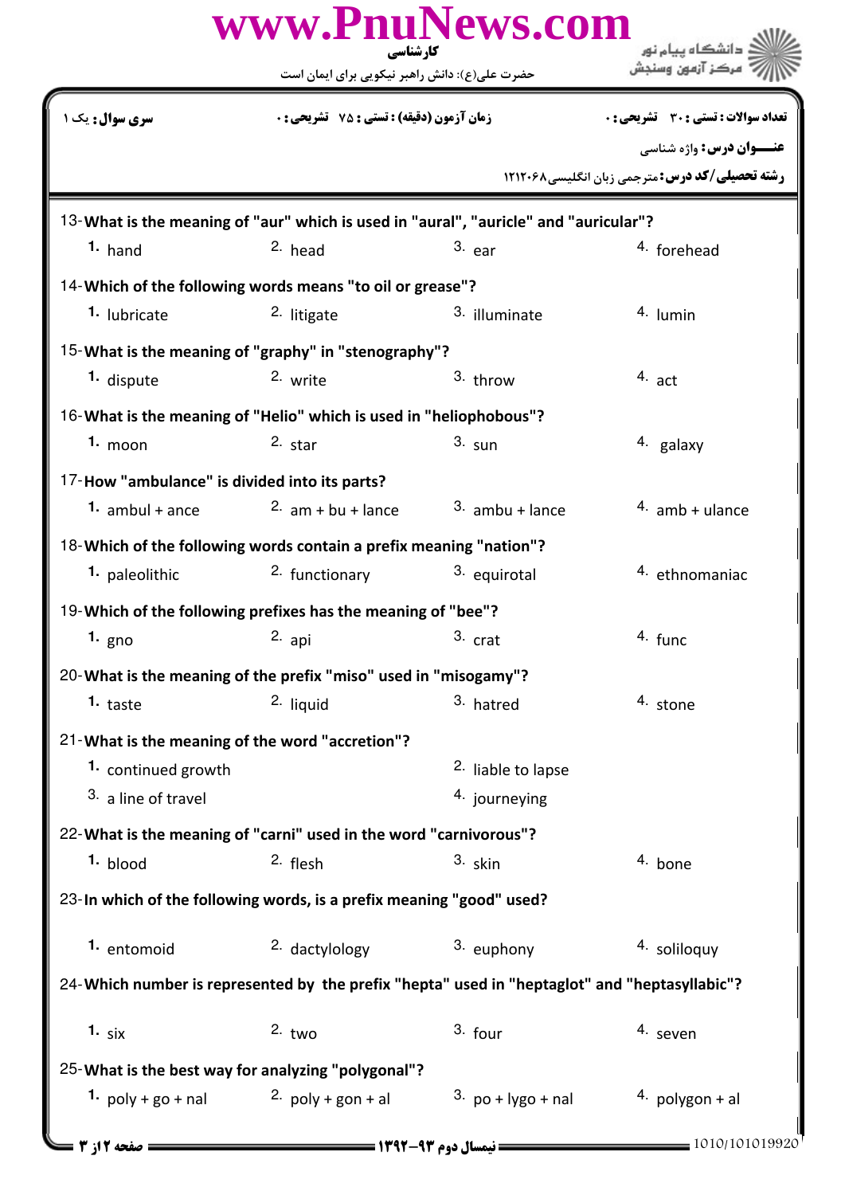www.PnuNews.com

کارشناسی

حضرت علی(ع): دانش راهبر نیکویی برای ایمان است

دانشگاه پیام نور
مرکز آزمون وسنجش

**سری سوال:** یک ۱ | **زمان آزمون (دقیقه) : تستی :** ۷۵ **تشریحی :** ۰ | **تعداد سوالات : تستی :** ۳۰ **تشریحی :** ۰

**عنـــوان درس:** واژه شناسی

**رشته تحصیلی/کد درس:** مترجمی زبان انگلیسی۱۲۱۲۰۶۸

13-**What is the meaning of "aur" which is used in "aural", "auricle" and "auricular"?**

1. hand
2. head
3. ear
4. forehead

14-**Which of the following words means "to oil or grease"?**

1. lubricate
2. litigate
3. illuminate
4. lumin

15-**What is the meaning of "graphy" in "stenography"?**

1. dispute
2. write
3. throw
4. act

16-**What is the meaning of "Helio" which is used in "heliophobous"?**

1. moon
2. star
3. sun
4. galaxy

17-**How "ambulance" is divided into its parts?**

1. ambul + ance
2. am + bu + lance
3. ambu + lance
4. amb + ulance

18-**Which of the following words contain a prefix meaning "nation"?**

1. paleolithic
2. functionary
3. equirotal
4. ethnomaniac

19-**Which of the following prefixes has the meaning of "bee"?**

1. gno
2. api
3. crat
4. func

20-**What is the meaning of the prefix "miso" used in "misogamy"?**

1. taste
2. liquid
3. hatred
4. stone

21-**What is the meaning of the word "accretion"?**

1. continued growth
2. liable to lapse
3. a line of travel
4. journeying

22-**What is the meaning of "carni" used in the word "carnivorous"?**

1. blood
2. flesh
3. skin
4. bone

23-**In which of the following words, is a prefix meaning "good" used?**

1. entomoid
2. dactylology
3. euphony
4. soliloquy

24-**Which number is represented by the prefix "hepta" used in "heptaglot" and "heptasyllabic"?**

1. six
2. two
3. four
4. seven

25-**What is the best way for analyzing "polygonal"?**

1. poly + go + nal
2. poly + gon + al
3. po + lygo + nal
4. polygon + al

نیمسال دوم ۹۳-۱۳۹۲

1010/101019920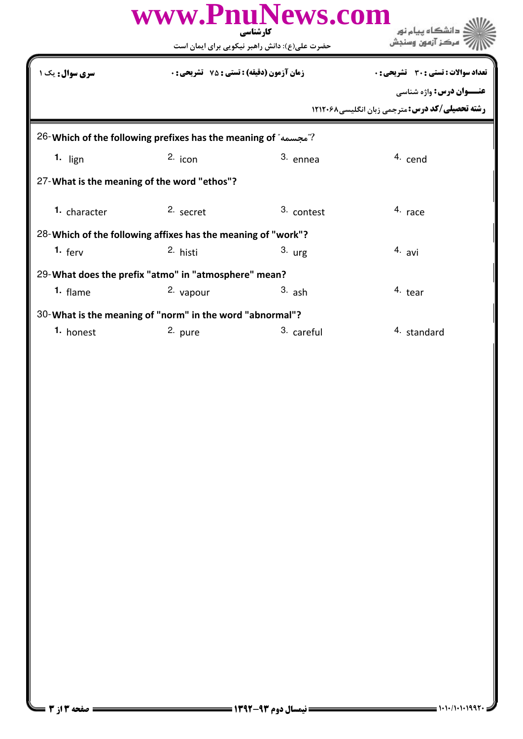26-**Which of the following prefixes has the meaning of "مجسمه"?**

1. lign
2. icon
3. ennea
4. cend

27-**What is the meaning of the word "ethos"?**

1. character
2. secret
3. contest
4. race

28-**Which of the following affixes has the meaning of "work"?**

1. ferv
2. histi
3. urg
4. avi

29-**What does the prefix "atmo" in "atmosphere" mean?**

1. flame
2. vapour
3. ash
4. tear

30-**What is the meaning of "norm" in the word "abnormal"?**

1. honest
2. pure
3. careful
4. standard